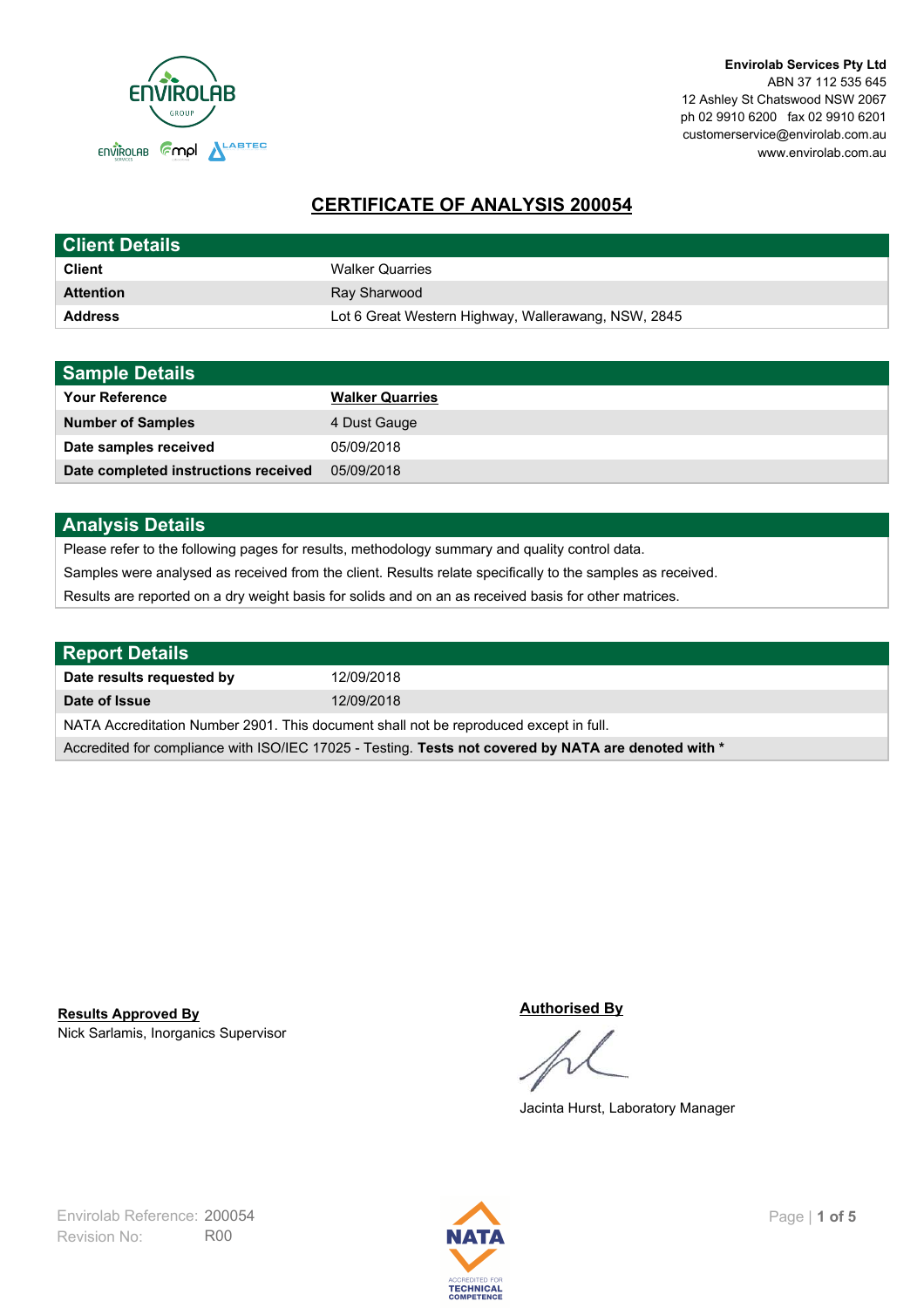**Envirolab Services Pty Ltd**
ABN 37 112 535 645
12 Ashley St Chatswood NSW 2067
ph 02 9910 6200 fax 02 9910 6201
customerservice@envirolab.com.au
www.envirolab.com.au

# CERTIFICATE OF ANALYSIS 200054

## Client Details

| | |
|---|---|
| **Client** | Walker Quarries |
| **Attention** | Ray Sharwood |
| **Address** | Lot 6 Great Western Highway, Wallerawang, NSW, 2845 |

## Sample Details

| | |
|---|---|
| **Your Reference** | **Walker Quarries** |
| **Number of Samples** | 4 Dust Gauge |
| **Date samples received** | 05/09/2018 |
| **Date completed instructions received** | 05/09/2018 |

## Analysis Details

Please refer to the following pages for results, methodology summary and quality control data.

Samples were analysed as received from the client. Results relate specifically to the samples as received.

Results are reported on a dry weight basis for solids and on an as received basis for other matrices.

## Report Details

| | |
|---|---|
| **Date results requested by** | 12/09/2018 |
| **Date of Issue** | 12/09/2018 |

NATA Accreditation Number 2901. This document shall not be reproduced except in full.

Accredited for compliance with ISO/IEC 17025 - Testing. **Tests not covered by NATA are denoted with ***

**Results Approved By**
Nick Sarlamis, Inorganics Supervisor

**Authorised By**
Jacinta Hurst, Laboratory Manager

Envirolab Reference: 200054
Revision No: R00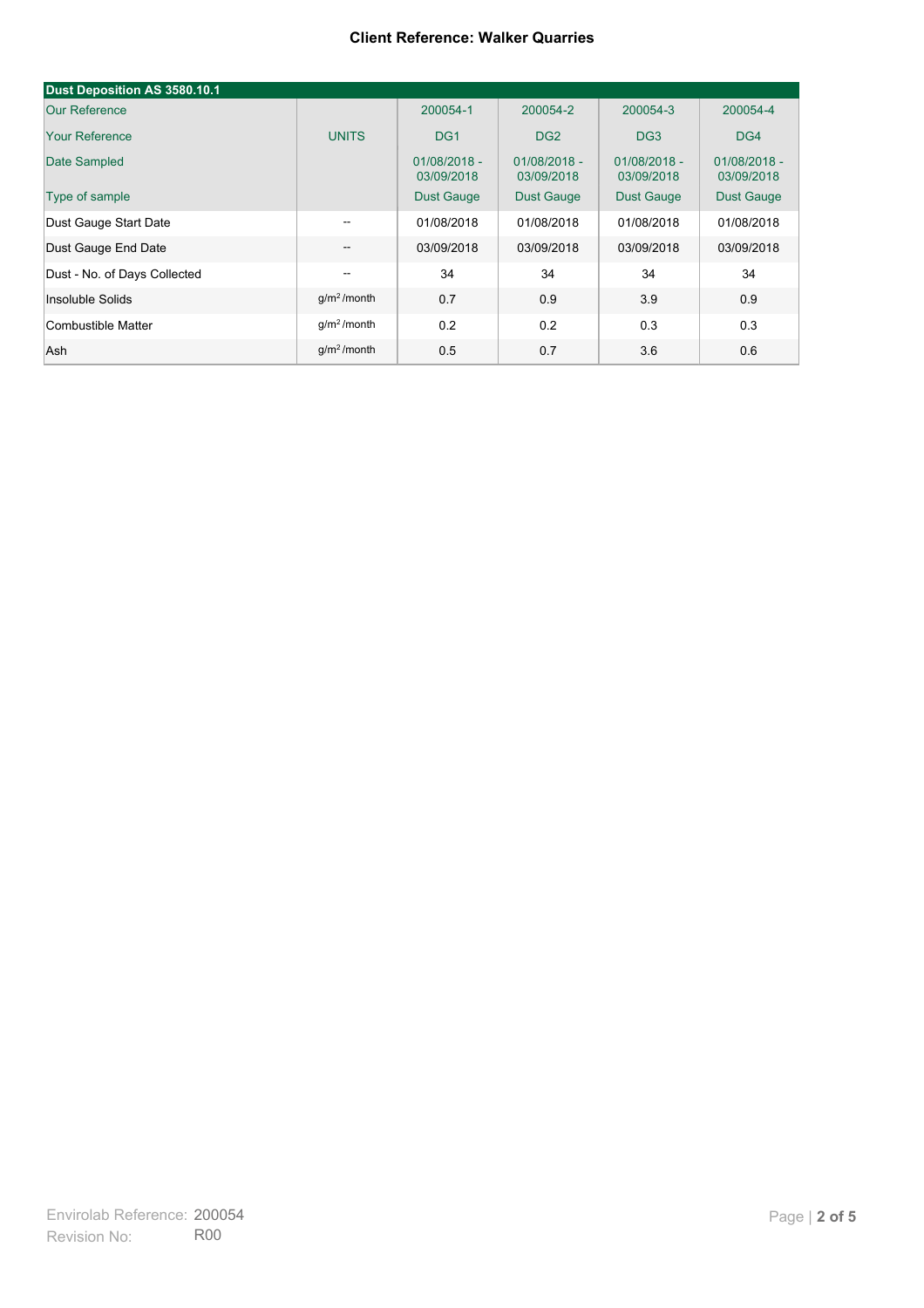**Client Reference: Walker Quarries**

| Dust Deposition AS 3580.10.1 | | | | | |
|---|---|---|---|---|---|
| Our Reference | | 200054-1 | 200054-2 | 200054-3 | 200054-4 |
| Your Reference | UNITS | DG1 | DG2 | DG3 | DG4 |
| Date Sampled | | 01/08/2018 - 03/09/2018 | 01/08/2018 - 03/09/2018 | 01/08/2018 - 03/09/2018 | 01/08/2018 - 03/09/2018 |
| Type of sample | | Dust Gauge | Dust Gauge | Dust Gauge | Dust Gauge |
| Dust Gauge Start Date | -- | 01/08/2018 | 01/08/2018 | 01/08/2018 | 01/08/2018 |
| Dust Gauge End Date | -- | 03/09/2018 | 03/09/2018 | 03/09/2018 | 03/09/2018 |
| Dust - No. of Days Collected | -- | 34 | 34 | 34 | 34 |
| Insoluble Solids | $g/m^2$ /month | 0.7 | 0.9 | 3.9 | 0.9 |
| Combustible Matter | $g/m^2$ /month | 0.2 | 0.2 | 0.3 | 0.3 |
| Ash | $g/m^2$ /month | 0.5 | 0.7 | 3.6 | 0.6 |

Envirolab Reference: 200054
Revision No: R00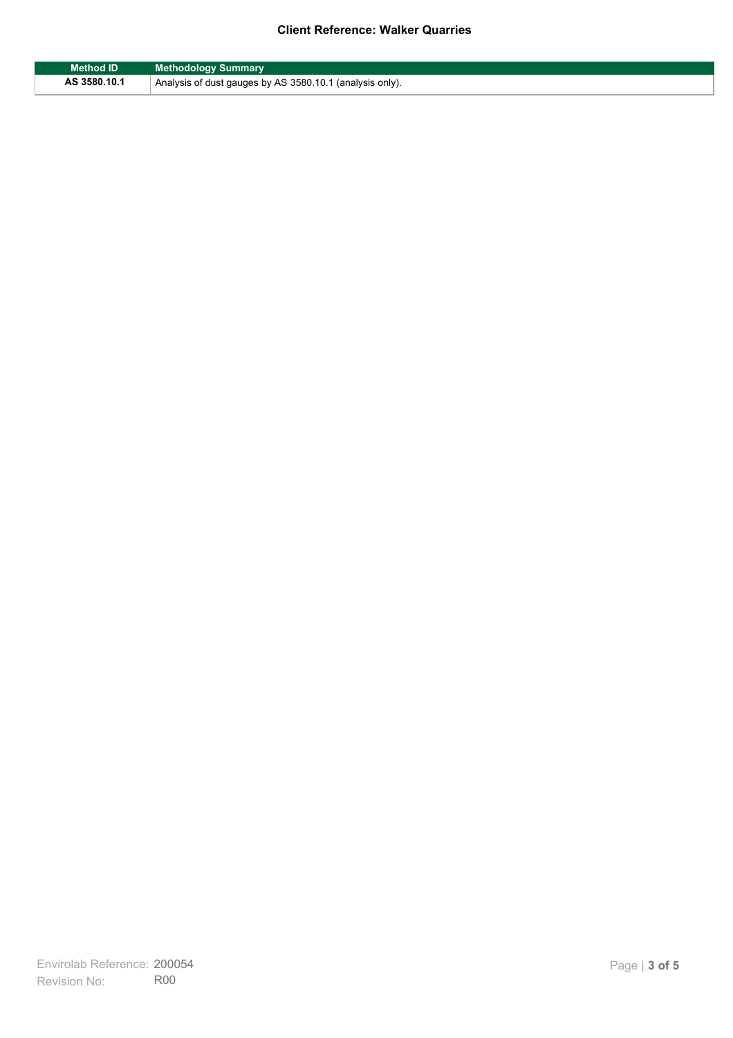| Method ID | Methodology Summary |
| --- | --- |
| AS 3580.10.1 | Analysis of dust gauges by AS 3580.10.1 (analysis only). |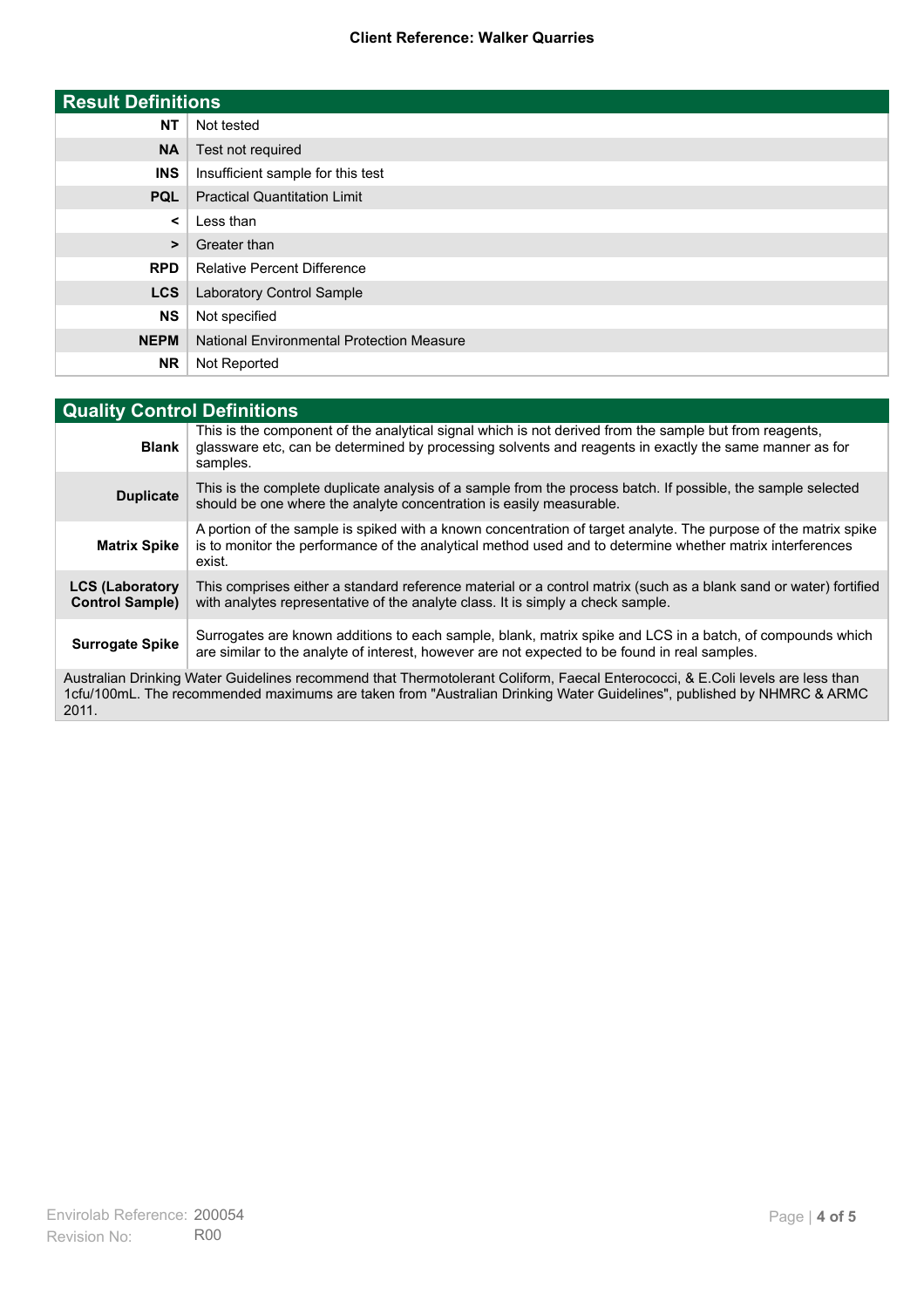**Client Reference: Walker Quarries**

| Result Definitions | |
|---|---|
| **NT** | Not tested |
| **NA** | Test not required |
| **INS** | Insufficient sample for this test |
| **PQL** | Practical Quantitation Limit |
| **<** | Less than |
| **>** | Greater than |
| **RPD** | Relative Percent Difference |
| **LCS** | Laboratory Control Sample |
| **NS** | Not specified |
| **NEPM** | National Environmental Protection Measure |
| **NR** | Not Reported |

| Quality Control Definitions | |
|---|---|
| **Blank** | This is the component of the analytical signal which is not derived from the sample but from reagents, glassware etc, can be determined by processing solvents and reagents in exactly the same manner as for samples. |
| **Duplicate** | This is the complete duplicate analysis of a sample from the process batch. If possible, the sample selected should be one where the analyte concentration is easily measurable. |
| **Matrix Spike** | A portion of the sample is spiked with a known concentration of target analyte. The purpose of the matrix spike is to monitor the performance of the analytical method used and to determine whether matrix interferences exist. |
| **LCS (Laboratory Control Sample)** | This comprises either a standard reference material or a control matrix (such as a blank sand or water) fortified with analytes representative of the analyte class. It is simply a check sample. |
| **Surrogate Spike** | Surrogates are known additions to each sample, blank, matrix spike and LCS in a batch, of compounds which are similar to the analyte of interest, however are not expected to be found in real samples. |

Australian Drinking Water Guidelines recommend that Thermotolerant Coliform, Faecal Enterococci, & E.Coli levels are less than 1cfu/100mL. The recommended maximums are taken from "Australian Drinking Water Guidelines", published by NHMRC & ARMC 2011.

Envirolab Reference: 200054
Revision No: R00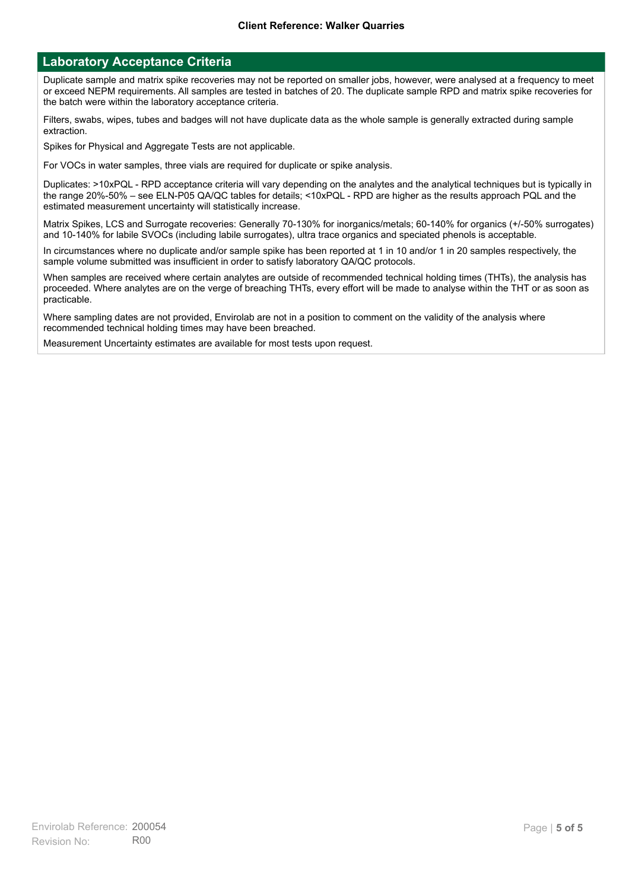## Laboratory Acceptance Criteria

Duplicate sample and matrix spike recoveries may not be reported on smaller jobs, however, were analysed at a frequency to meet or exceed NEPM requirements. All samples are tested in batches of 20. The duplicate sample RPD and matrix spike recoveries for the batch were within the laboratory acceptance criteria.

Filters, swabs, wipes, tubes and badges will not have duplicate data as the whole sample is generally extracted during sample extraction.

Spikes for Physical and Aggregate Tests are not applicable.

For VOCs in water samples, three vials are required for duplicate or spike analysis.

Duplicates: >10xPQL - RPD acceptance criteria will vary depending on the analytes and the analytical techniques but is typically in the range 20%-50% – see ELN-P05 QA/QC tables for details; <10xPQL - RPD are higher as the results approach PQL and the estimated measurement uncertainty will statistically increase.

Matrix Spikes, LCS and Surrogate recoveries: Generally 70-130% for inorganics/metals; 60-140% for organics (+/-50% surrogates) and 10-140% for labile SVOCs (including labile surrogates), ultra trace organics and speciated phenols is acceptable.

In circumstances where no duplicate and/or sample spike has been reported at 1 in 10 and/or 1 in 20 samples respectively, the sample volume submitted was insufficient in order to satisfy laboratory QA/QC protocols.

When samples are received where certain analytes are outside of recommended technical holding times (THTs), the analysis has proceeded. Where analytes are on the verge of breaching THTs, every effort will be made to analyse within the THT or as soon as practicable.

Where sampling dates are not provided, Envirolab are not in a position to comment on the validity of the analysis where recommended technical holding times may have been breached.

Measurement Uncertainty estimates are available for most tests upon request.